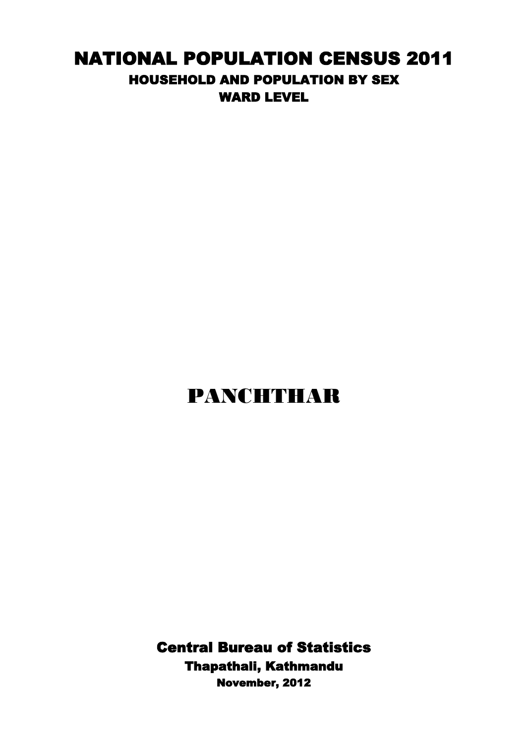# NATIONAL POPULATION CENSUS 2011

## HOUSEHOLD AND POPULATION BY SEX

## WARD LEVEL

# PANCHTHAR

**Central Bureau of Statistics**

**Thapathali, Kathmandu**

**November, 2012**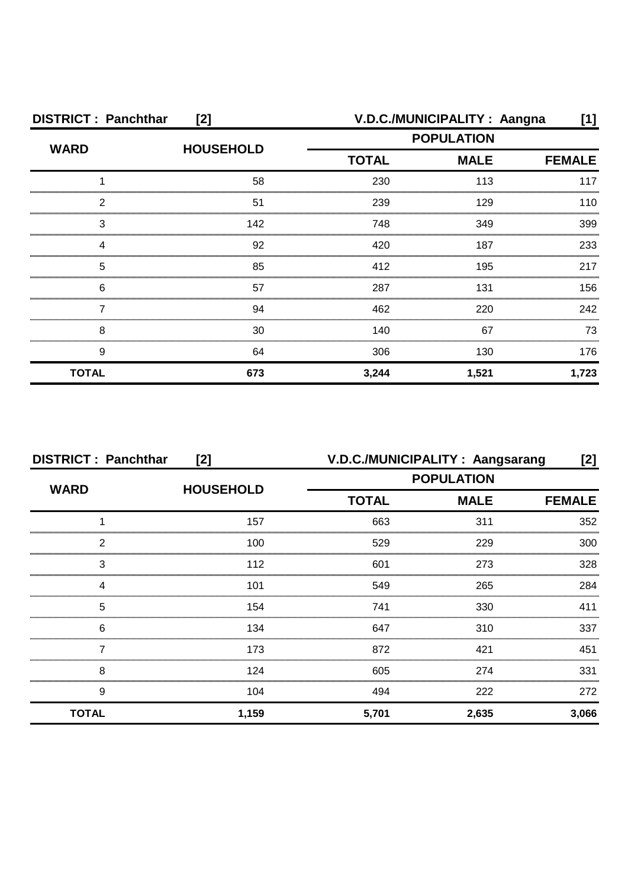**DISTRICT : Panchthar [2]** **V.D.C./MUNICIPALITY : Aangna [1]**

| WARD | HOUSEHOLD | POPULATION | | |
|---|---|---|---|---|
| | | TOTAL | MALE | FEMALE |
| 1 | 58 | 230 | 113 | 117 |
| 2 | 51 | 239 | 129 | 110 |
| 3 | 142 | 748 | 349 | 399 |
| 4 | 92 | 420 | 187 | 233 |
| 5 | 85 | 412 | 195 | 217 |
| 6 | 57 | 287 | 131 | 156 |
| 7 | 94 | 462 | 220 | 242 |
| 8 | 30 | 140 | 67 | 73 |
| 9 | 64 | 306 | 130 | 176 |
| **TOTAL** | **673** | **3,244** | **1,521** | **1,723** |

**DISTRICT : Panchthar [2]** **V.D.C./MUNICIPALITY : Aangsarang [2]**

| WARD | HOUSEHOLD | POPULATION | | |
|---|---|---|---|---|
| | | TOTAL | MALE | FEMALE |
| 1 | 157 | 663 | 311 | 352 |
| 2 | 100 | 529 | 229 | 300 |
| 3 | 112 | 601 | 273 | 328 |
| 4 | 101 | 549 | 265 | 284 |
| 5 | 154 | 741 | 330 | 411 |
| 6 | 134 | 647 | 310 | 337 |
| 7 | 173 | 872 | 421 | 451 |
| 8 | 124 | 605 | 274 | 331 |
| 9 | 104 | 494 | 222 | 272 |
| **TOTAL** | **1,159** | **5,701** | **2,635** | **3,066** |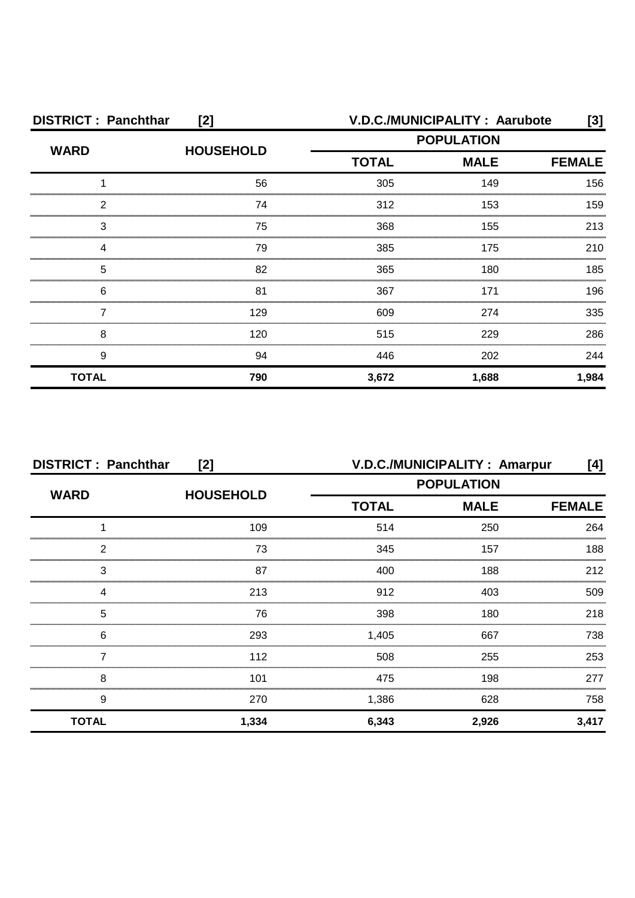**DISTRICT : Panchthar [2] V.D.C./MUNICIPALITY : Aarubote [3]**

| WARD | HOUSEHOLD | POPULATION | | |
|---|---|---|---|---|
| | | TOTAL | MALE | FEMALE |
| 1 | 56 | 305 | 149 | 156 |
| 2 | 74 | 312 | 153 | 159 |
| 3 | 75 | 368 | 155 | 213 |
| 4 | 79 | 385 | 175 | 210 |
| 5 | 82 | 365 | 180 | 185 |
| 6 | 81 | 367 | 171 | 196 |
| 7 | 129 | 609 | 274 | 335 |
| 8 | 120 | 515 | 229 | 286 |
| 9 | 94 | 446 | 202 | 244 |
| **TOTAL** | **790** | **3,672** | **1,688** | **1,984** |

**DISTRICT : Panchthar [2] V.D.C./MUNICIPALITY : Amarpur [4]**

| WARD | HOUSEHOLD | POPULATION | | |
|---|---|---|---|---|
| | | TOTAL | MALE | FEMALE |
| 1 | 109 | 514 | 250 | 264 |
| 2 | 73 | 345 | 157 | 188 |
| 3 | 87 | 400 | 188 | 212 |
| 4 | 213 | 912 | 403 | 509 |
| 5 | 76 | 398 | 180 | 218 |
| 6 | 293 | 1,405 | 667 | 738 |
| 7 | 112 | 508 | 255 | 253 |
| 8 | 101 | 475 | 198 | 277 |
| 9 | 270 | 1,386 | 628 | 758 |
| **TOTAL** | **1,334** | **6,343** | **2,926** | **3,417** |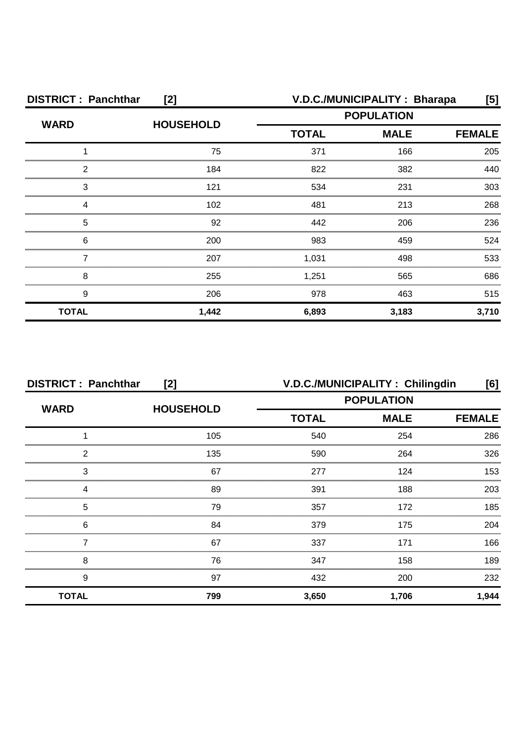**DISTRICT : Panchthar [2]** **V.D.C./MUNICIPALITY : Bharapa [5]**

| WARD | HOUSEHOLD | POPULATION | | |
|---|---|---|---|---|
| | | TOTAL | MALE | FEMALE |
| 1 | 75 | 371 | 166 | 205 |
| 2 | 184 | 822 | 382 | 440 |
| 3 | 121 | 534 | 231 | 303 |
| 4 | 102 | 481 | 213 | 268 |
| 5 | 92 | 442 | 206 | 236 |
| 6 | 200 | 983 | 459 | 524 |
| 7 | 207 | 1,031 | 498 | 533 |
| 8 | 255 | 1,251 | 565 | 686 |
| 9 | 206 | 978 | 463 | 515 |
| **TOTAL** | **1,442** | **6,893** | **3,183** | **3,710** |

**DISTRICT : Panchthar [2]** **V.D.C./MUNICIPALITY : Chilingdin [6]**

| WARD | HOUSEHOLD | POPULATION | | |
|---|---|---|---|---|
| | | TOTAL | MALE | FEMALE |
| 1 | 105 | 540 | 254 | 286 |
| 2 | 135 | 590 | 264 | 326 |
| 3 | 67 | 277 | 124 | 153 |
| 4 | 89 | 391 | 188 | 203 |
| 5 | 79 | 357 | 172 | 185 |
| 6 | 84 | 379 | 175 | 204 |
| 7 | 67 | 337 | 171 | 166 |
| 8 | 76 | 347 | 158 | 189 |
| 9 | 97 | 432 | 200 | 232 |
| **TOTAL** | **799** | **3,650** | **1,706** | **1,944** |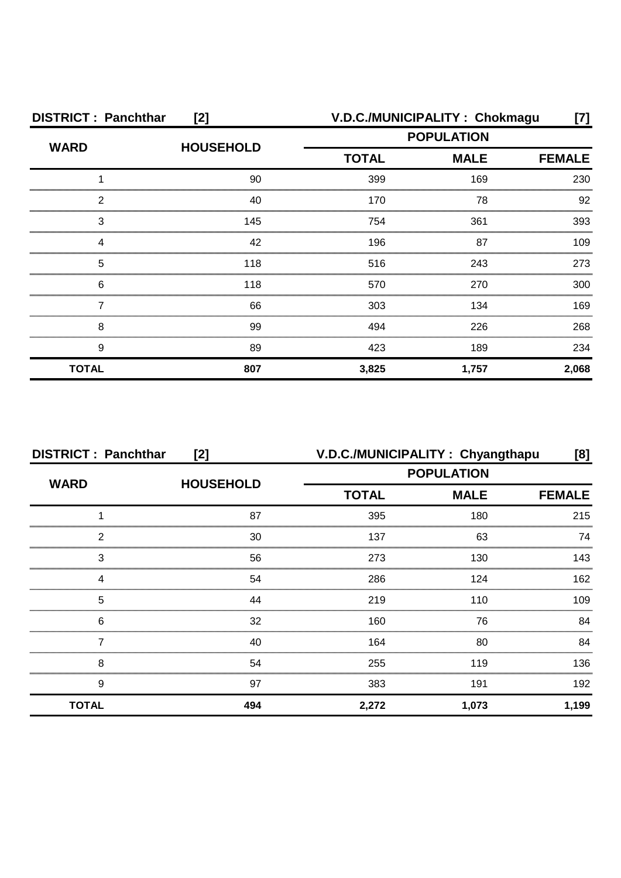**DISTRICT : Panchthar [2]** **V.D.C./MUNICIPALITY : Chokmagu [7]**

| WARD | HOUSEHOLD | POPULATION | | |
|---|---|---|---|---|
| | | TOTAL | MALE | FEMALE |
| 1 | 90 | 399 | 169 | 230 |
| 2 | 40 | 170 | 78 | 92 |
| 3 | 145 | 754 | 361 | 393 |
| 4 | 42 | 196 | 87 | 109 |
| 5 | 118 | 516 | 243 | 273 |
| 6 | 118 | 570 | 270 | 300 |
| 7 | 66 | 303 | 134 | 169 |
| 8 | 99 | 494 | 226 | 268 |
| 9 | 89 | 423 | 189 | 234 |
| **TOTAL** | **807** | **3,825** | **1,757** | **2,068** |

**DISTRICT : Panchthar [2]** **V.D.C./MUNICIPALITY : Chyangthapu [8]**

| WARD | HOUSEHOLD | POPULATION | | |
|---|---|---|---|---|
| | | TOTAL | MALE | FEMALE |
| 1 | 87 | 395 | 180 | 215 |
| 2 | 30 | 137 | 63 | 74 |
| 3 | 56 | 273 | 130 | 143 |
| 4 | 54 | 286 | 124 | 162 |
| 5 | 44 | 219 | 110 | 109 |
| 6 | 32 | 160 | 76 | 84 |
| 7 | 40 | 164 | 80 | 84 |
| 8 | 54 | 255 | 119 | 136 |
| 9 | 97 | 383 | 191 | 192 |
| **TOTAL** | **494** | **2,272** | **1,073** | **1,199** |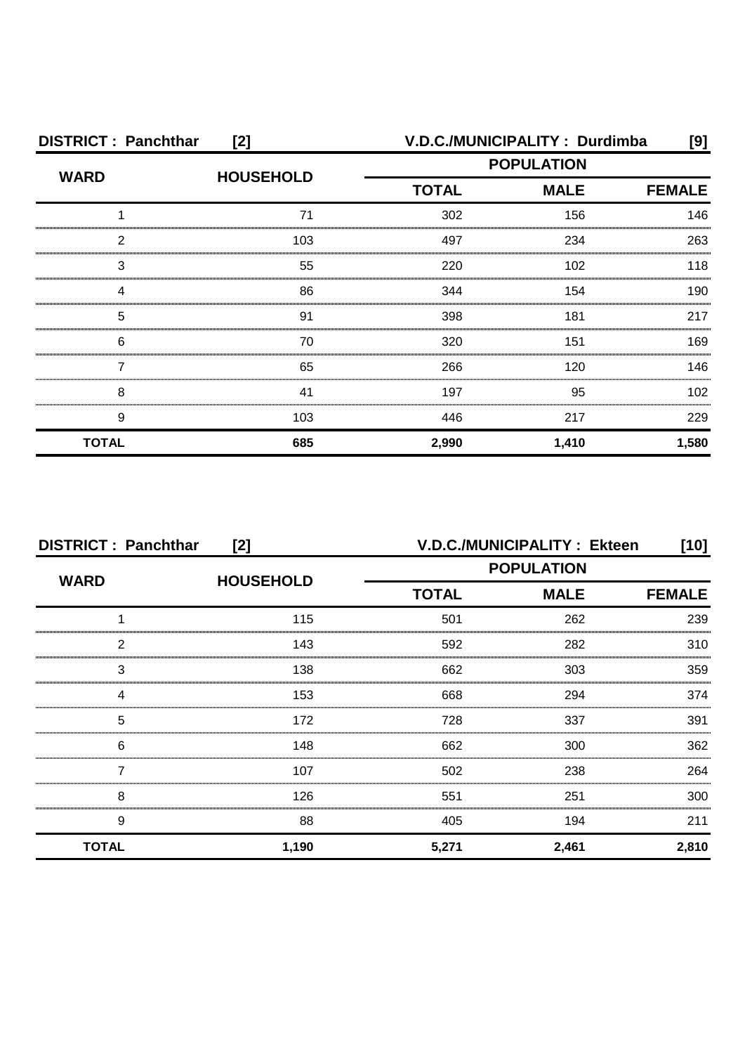**DISTRICT : Panchthar [2]** **V.D.C./MUNICIPALITY : Durdimba [9]**

| WARD | HOUSEHOLD | POPULATION | | |
|---|---|---|---|---|
| | | TOTAL | MALE | FEMALE |
| 1 | 71 | 302 | 156 | 146 |
| 2 | 103 | 497 | 234 | 263 |
| 3 | 55 | 220 | 102 | 118 |
| 4 | 86 | 344 | 154 | 190 |
| 5 | 91 | 398 | 181 | 217 |
| 6 | 70 | 320 | 151 | 169 |
| 7 | 65 | 266 | 120 | 146 |
| 8 | 41 | 197 | 95 | 102 |
| 9 | 103 | 446 | 217 | 229 |
| **TOTAL** | **685** | **2,990** | **1,410** | **1,580** |

**DISTRICT : Panchthar [2]** **V.D.C./MUNICIPALITY : Ekteen [10]**

| WARD | HOUSEHOLD | POPULATION | | |
|---|---|---|---|---|
| | | TOTAL | MALE | FEMALE |
| 1 | 115 | 501 | 262 | 239 |
| 2 | 143 | 592 | 282 | 310 |
| 3 | 138 | 662 | 303 | 359 |
| 4 | 153 | 668 | 294 | 374 |
| 5 | 172 | 728 | 337 | 391 |
| 6 | 148 | 662 | 300 | 362 |
| 7 | 107 | 502 | 238 | 264 |
| 8 | 126 | 551 | 251 | 300 |
| 9 | 88 | 405 | 194 | 211 |
| **TOTAL** | **1,190** | **5,271** | **2,461** | **2,810** |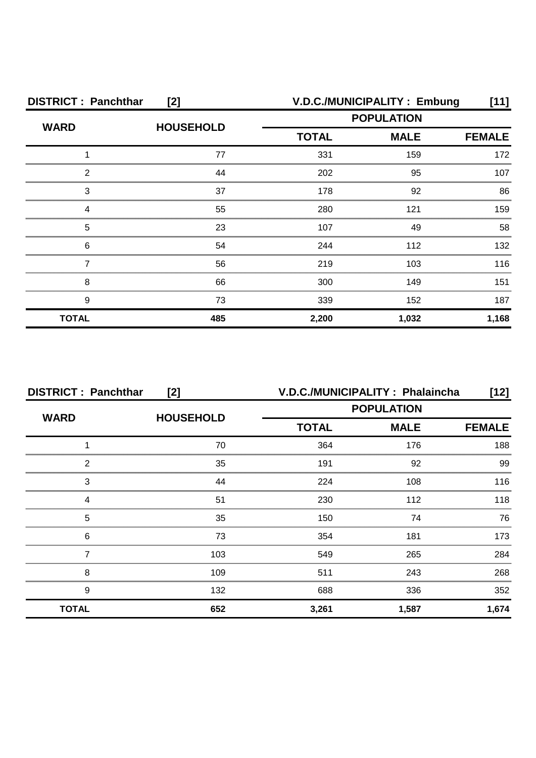| DISTRICT : Panchthar | [2] | V.D.C./MUNICIPALITY : Embung | | [11] |
|---|---|---|---|---|
| WARD | HOUSEHOLD | POPULATION | | |
| | | TOTAL | MALE | FEMALE |
| 1 | 77 | 331 | 159 | 172 |
| 2 | 44 | 202 | 95 | 107 |
| 3 | 37 | 178 | 92 | 86 |
| 4 | 55 | 280 | 121 | 159 |
| 5 | 23 | 107 | 49 | 58 |
| 6 | 54 | 244 | 112 | 132 |
| 7 | 56 | 219 | 103 | 116 |
| 8 | 66 | 300 | 149 | 151 |
| 9 | 73 | 339 | 152 | 187 |
| **TOTAL** | **485** | **2,200** | **1,032** | **1,168** |

| DISTRICT : Panchthar | [2] | V.D.C./MUNICIPALITY : Phalaincha | | [12] |
|---|---|---|---|---|
| WARD | HOUSEHOLD | POPULATION | | |
| | | TOTAL | MALE | FEMALE |
| 1 | 70 | 364 | 176 | 188 |
| 2 | 35 | 191 | 92 | 99 |
| 3 | 44 | 224 | 108 | 116 |
| 4 | 51 | 230 | 112 | 118 |
| 5 | 35 | 150 | 74 | 76 |
| 6 | 73 | 354 | 181 | 173 |
| 7 | 103 | 549 | 265 | 284 |
| 8 | 109 | 511 | 243 | 268 |
| 9 | 132 | 688 | 336 | 352 |
| **TOTAL** | **652** | **3,261** | **1,587** | **1,674** |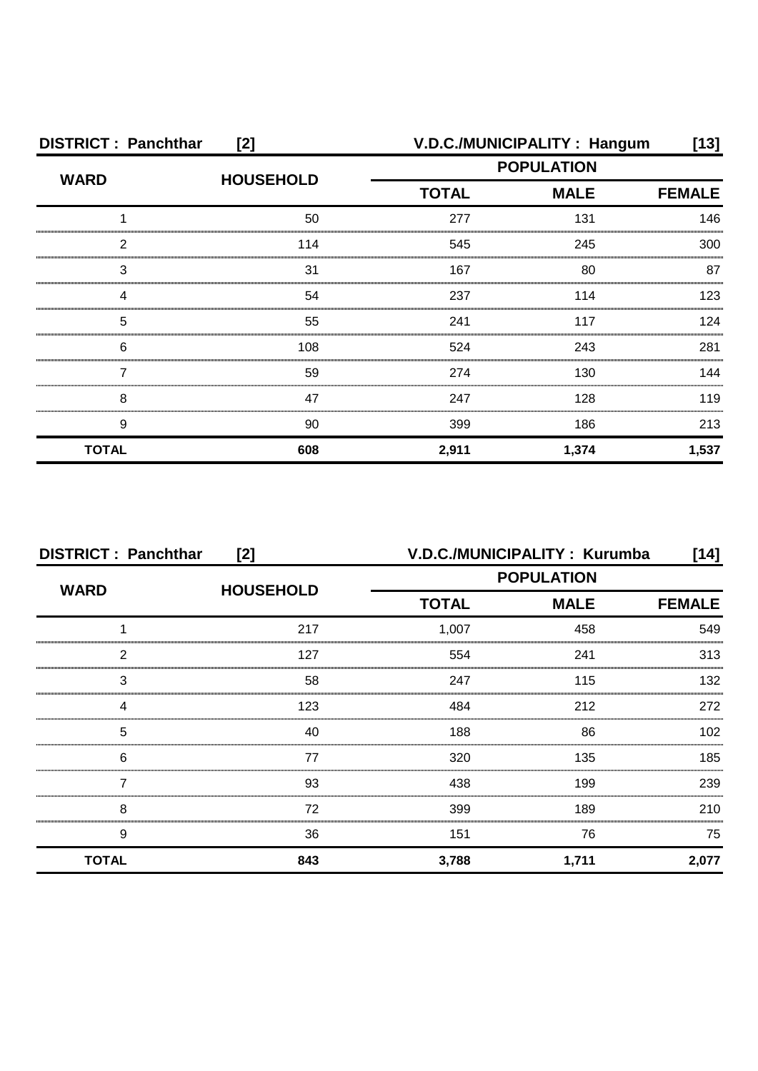**DISTRICT : Panchthar [2]** **V.D.C./MUNICIPALITY : Hangum [13]**

| WARD | HOUSEHOLD | POPULATION | | |
|---|---|---|---|---|
| | | TOTAL | MALE | FEMALE |
| 1 | 50 | 277 | 131 | 146 |
| 2 | 114 | 545 | 245 | 300 |
| 3 | 31 | 167 | 80 | 87 |
| 4 | 54 | 237 | 114 | 123 |
| 5 | 55 | 241 | 117 | 124 |
| 6 | 108 | 524 | 243 | 281 |
| 7 | 59 | 274 | 130 | 144 |
| 8 | 47 | 247 | 128 | 119 |
| 9 | 90 | 399 | 186 | 213 |
| **TOTAL** | **608** | **2,911** | **1,374** | **1,537** |

**DISTRICT : Panchthar [2]** **V.D.C./MUNICIPALITY : Kurumba [14]**

| WARD | HOUSEHOLD | POPULATION | | |
|---|---|---|---|---|
| | | TOTAL | MALE | FEMALE |
| 1 | 217 | 1,007 | 458 | 549 |
| 2 | 127 | 554 | 241 | 313 |
| 3 | 58 | 247 | 115 | 132 |
| 4 | 123 | 484 | 212 | 272 |
| 5 | 40 | 188 | 86 | 102 |
| 6 | 77 | 320 | 135 | 185 |
| 7 | 93 | 438 | 199 | 239 |
| 8 | 72 | 399 | 189 | 210 |
| 9 | 36 | 151 | 76 | 75 |
| **TOTAL** | **843** | **3,788** | **1,711** | **2,077** |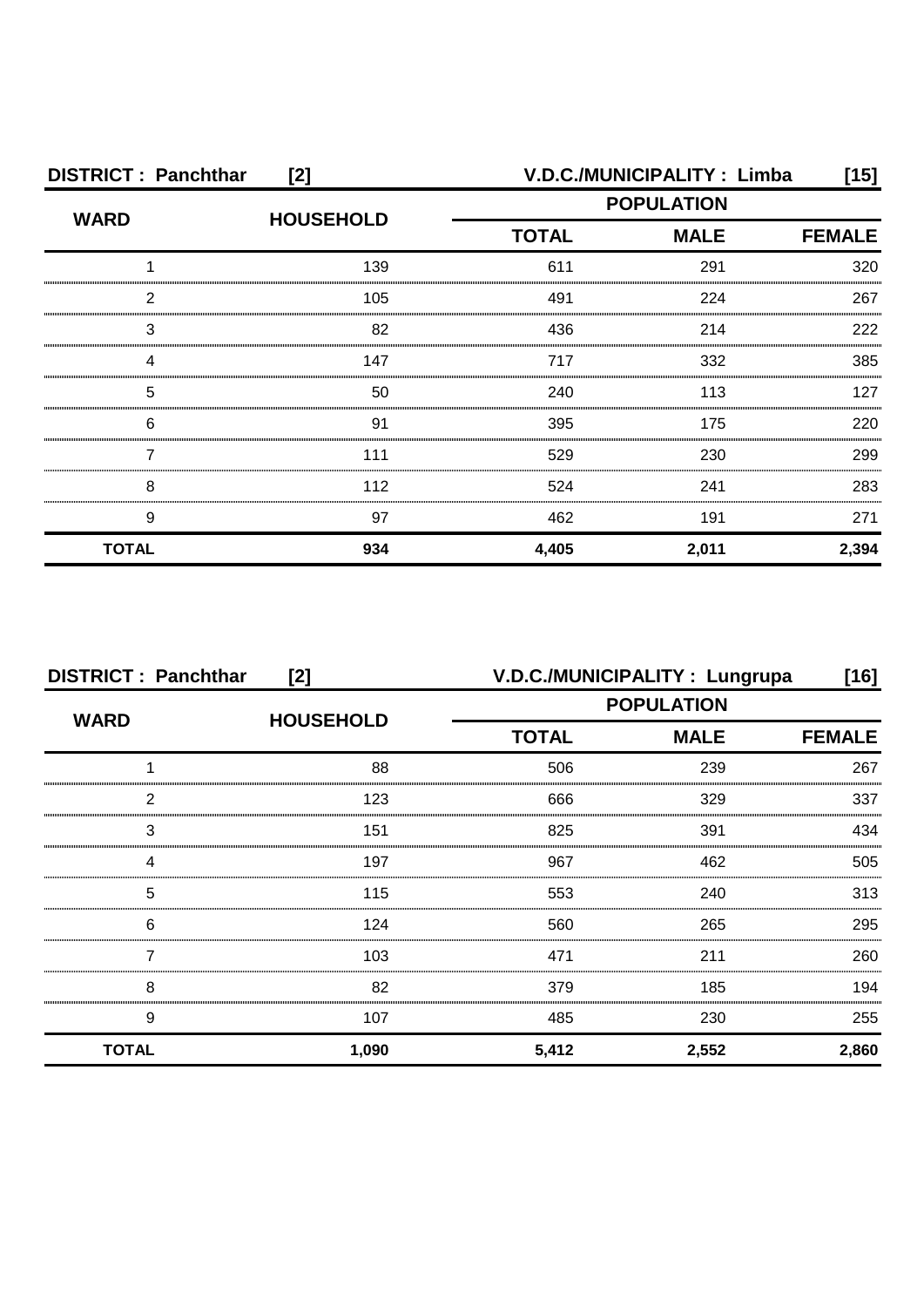**DISTRICT : Panchthar [2] V.D.C./MUNICIPALITY : Limba [15]**

| WARD | HOUSEHOLD | POPULATION | | |
|---|---|---|---|---|
| | | TOTAL | MALE | FEMALE |
| 1 | 139 | 611 | 291 | 320 |
| 2 | 105 | 491 | 224 | 267 |
| 3 | 82 | 436 | 214 | 222 |
| 4 | 147 | 717 | 332 | 385 |
| 5 | 50 | 240 | 113 | 127 |
| 6 | 91 | 395 | 175 | 220 |
| 7 | 111 | 529 | 230 | 299 |
| 8 | 112 | 524 | 241 | 283 |
| 9 | 97 | 462 | 191 | 271 |
| **TOTAL** | **934** | **4,405** | **2,011** | **2,394** |

**DISTRICT : Panchthar [2] V.D.C./MUNICIPALITY : Lungrupa [16]**

| WARD | HOUSEHOLD | POPULATION | | |
|---|---|---|---|---|
| | | TOTAL | MALE | FEMALE |
| 1 | 88 | 506 | 239 | 267 |
| 2 | 123 | 666 | 329 | 337 |
| 3 | 151 | 825 | 391 | 434 |
| 4 | 197 | 967 | 462 | 505 |
| 5 | 115 | 553 | 240 | 313 |
| 6 | 124 | 560 | 265 | 295 |
| 7 | 103 | 471 | 211 | 260 |
| 8 | 82 | 379 | 185 | 194 |
| 9 | 107 | 485 | 230 | 255 |
| **TOTAL** | **1,090** | **5,412** | **2,552** | **2,860** |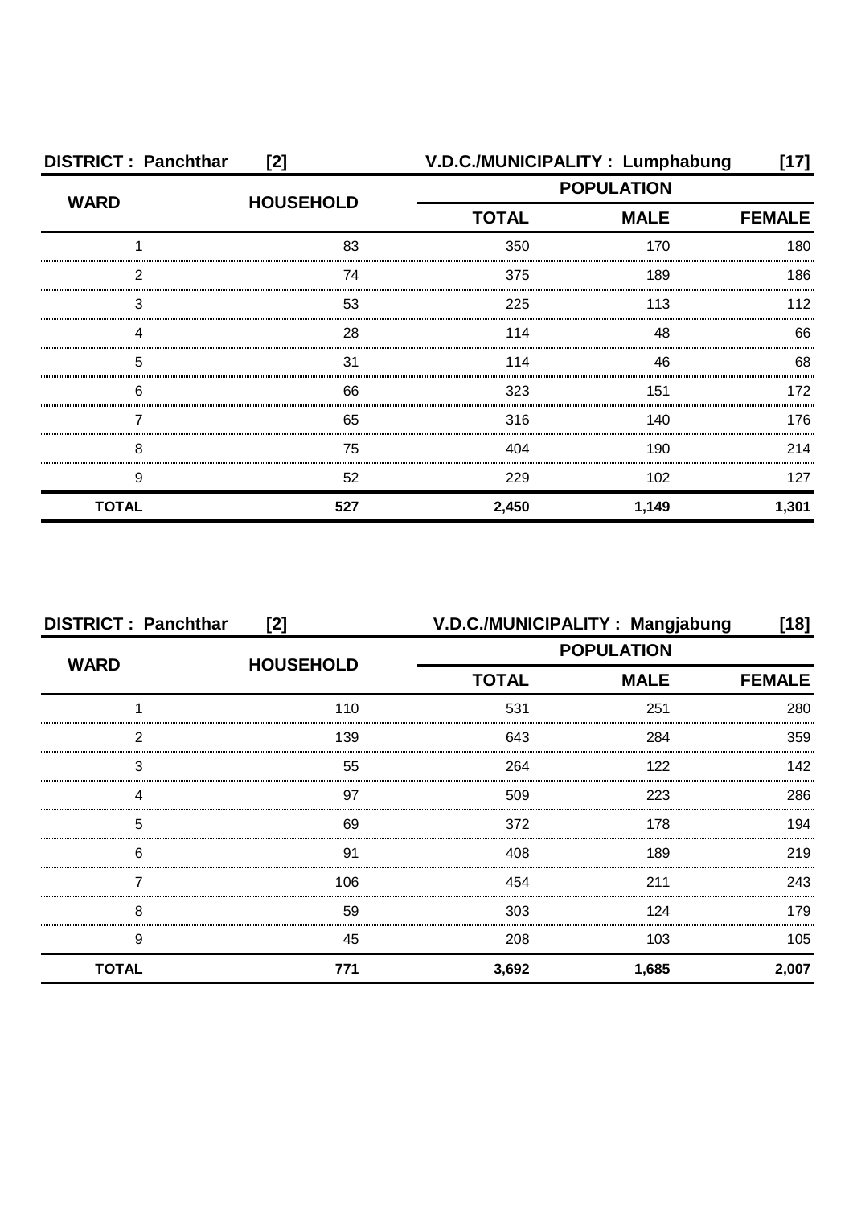**DISTRICT : Panchthar [2]** **V.D.C./MUNICIPALITY : Lumphabung [17]**

| WARD | HOUSEHOLD | POPULATION | | |
|---|---|---|---|---|
| | | TOTAL | MALE | FEMALE |
| 1 | 83 | 350 | 170 | 180 |
| 2 | 74 | 375 | 189 | 186 |
| 3 | 53 | 225 | 113 | 112 |
| 4 | 28 | 114 | 48 | 66 |
| 5 | 31 | 114 | 46 | 68 |
| 6 | 66 | 323 | 151 | 172 |
| 7 | 65 | 316 | 140 | 176 |
| 8 | 75 | 404 | 190 | 214 |
| 9 | 52 | 229 | 102 | 127 |
| **TOTAL** | **527** | **2,450** | **1,149** | **1,301** |

**DISTRICT : Panchthar [2]** **V.D.C./MUNICIPALITY : Mangjabung [18]**

| WARD | HOUSEHOLD | POPULATION | | |
|---|---|---|---|---|
| | | TOTAL | MALE | FEMALE |
| 1 | 110 | 531 | 251 | 280 |
| 2 | 139 | 643 | 284 | 359 |
| 3 | 55 | 264 | 122 | 142 |
| 4 | 97 | 509 | 223 | 286 |
| 5 | 69 | 372 | 178 | 194 |
| 6 | 91 | 408 | 189 | 219 |
| 7 | 106 | 454 | 211 | 243 |
| 8 | 59 | 303 | 124 | 179 |
| 9 | 45 | 208 | 103 | 105 |
| **TOTAL** | **771** | **3,692** | **1,685** | **2,007** |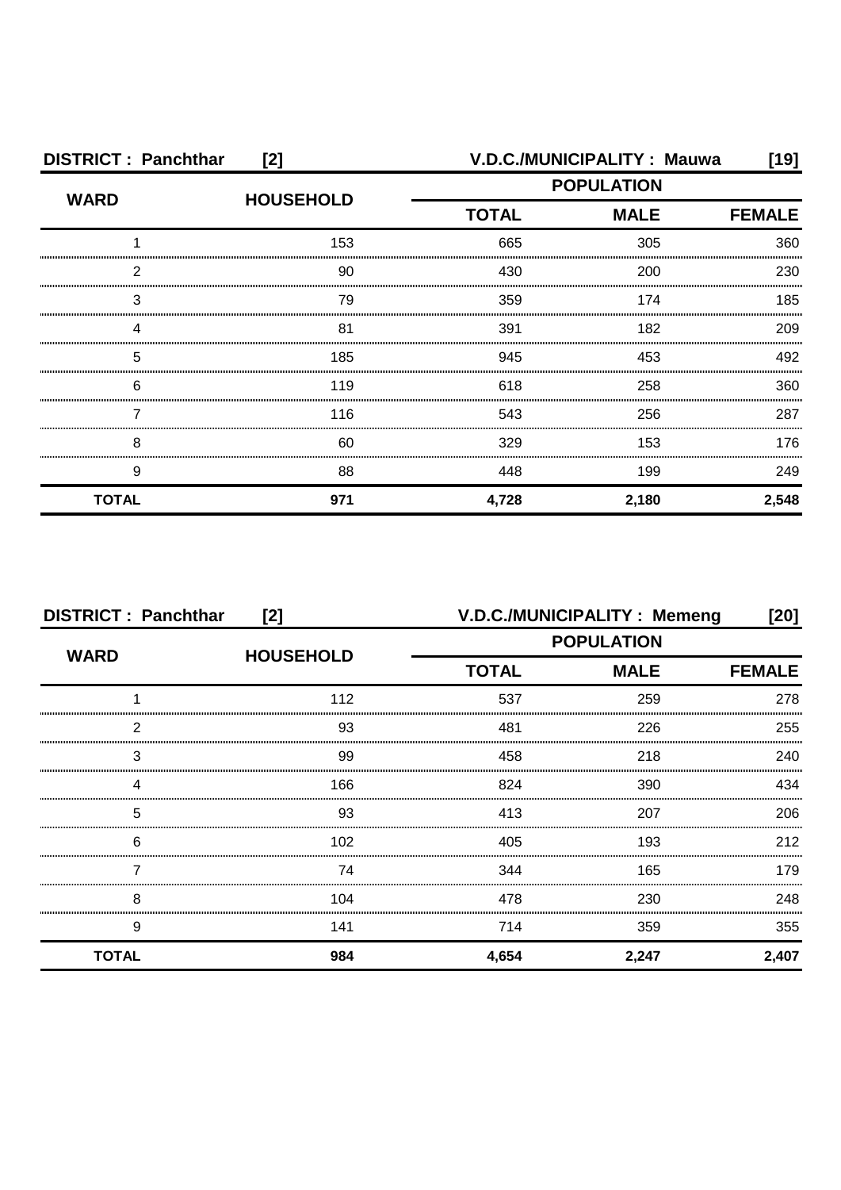**DISTRICT : Panchthar [2]** **V.D.C./MUNICIPALITY : Mauwa [19]**

| WARD | HOUSEHOLD | POPULATION | | |
|---|---|---|---|---|
| | | TOTAL | MALE | FEMALE |
| 1 | 153 | 665 | 305 | 360 |
| 2 | 90 | 430 | 200 | 230 |
| 3 | 79 | 359 | 174 | 185 |
| 4 | 81 | 391 | 182 | 209 |
| 5 | 185 | 945 | 453 | 492 |
| 6 | 119 | 618 | 258 | 360 |
| 7 | 116 | 543 | 256 | 287 |
| 8 | 60 | 329 | 153 | 176 |
| 9 | 88 | 448 | 199 | 249 |
| **TOTAL** | **971** | **4,728** | **2,180** | **2,548** |

**DISTRICT : Panchthar [2]** **V.D.C./MUNICIPALITY : Memeng [20]**

| WARD | HOUSEHOLD | POPULATION | | |
|---|---|---|---|---|
| | | TOTAL | MALE | FEMALE |
| 1 | 112 | 537 | 259 | 278 |
| 2 | 93 | 481 | 226 | 255 |
| 3 | 99 | 458 | 218 | 240 |
| 4 | 166 | 824 | 390 | 434 |
| 5 | 93 | 413 | 207 | 206 |
| 6 | 102 | 405 | 193 | 212 |
| 7 | 74 | 344 | 165 | 179 |
| 8 | 104 | 478 | 230 | 248 |
| 9 | 141 | 714 | 359 | 355 |
| **TOTAL** | **984** | **4,654** | **2,247** | **2,407** |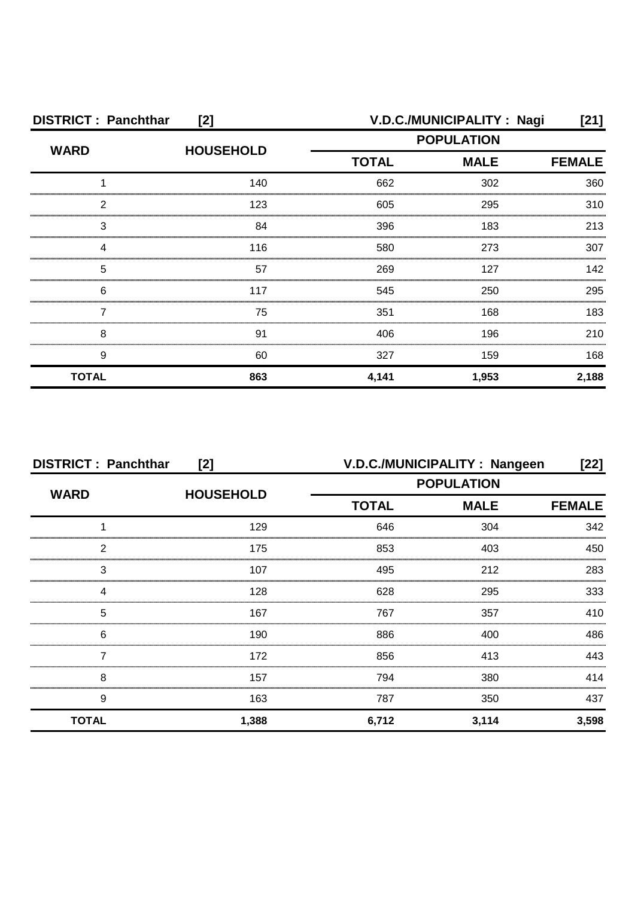**DISTRICT : Panchthar [2]** **V.D.C./MUNICIPALITY : Nagi [21]**

| WARD | HOUSEHOLD | POPULATION | | |
|---|---|---|---|---|
| | | TOTAL | MALE | FEMALE |
| 1 | 140 | 662 | 302 | 360 |
| 2 | 123 | 605 | 295 | 310 |
| 3 | 84 | 396 | 183 | 213 |
| 4 | 116 | 580 | 273 | 307 |
| 5 | 57 | 269 | 127 | 142 |
| 6 | 117 | 545 | 250 | 295 |
| 7 | 75 | 351 | 168 | 183 |
| 8 | 91 | 406 | 196 | 210 |
| 9 | 60 | 327 | 159 | 168 |
| **TOTAL** | **863** | **4,141** | **1,953** | **2,188** |

**DISTRICT : Panchthar [2]** **V.D.C./MUNICIPALITY : Nangeen [22]**

| WARD | HOUSEHOLD | POPULATION | | |
|---|---|---|---|---|
| | | TOTAL | MALE | FEMALE |
| 1 | 129 | 646 | 304 | 342 |
| 2 | 175 | 853 | 403 | 450 |
| 3 | 107 | 495 | 212 | 283 |
| 4 | 128 | 628 | 295 | 333 |
| 5 | 167 | 767 | 357 | 410 |
| 6 | 190 | 886 | 400 | 486 |
| 7 | 172 | 856 | 413 | 443 |
| 8 | 157 | 794 | 380 | 414 |
| 9 | 163 | 787 | 350 | 437 |
| **TOTAL** | **1,388** | **6,712** | **3,114** | **3,598** |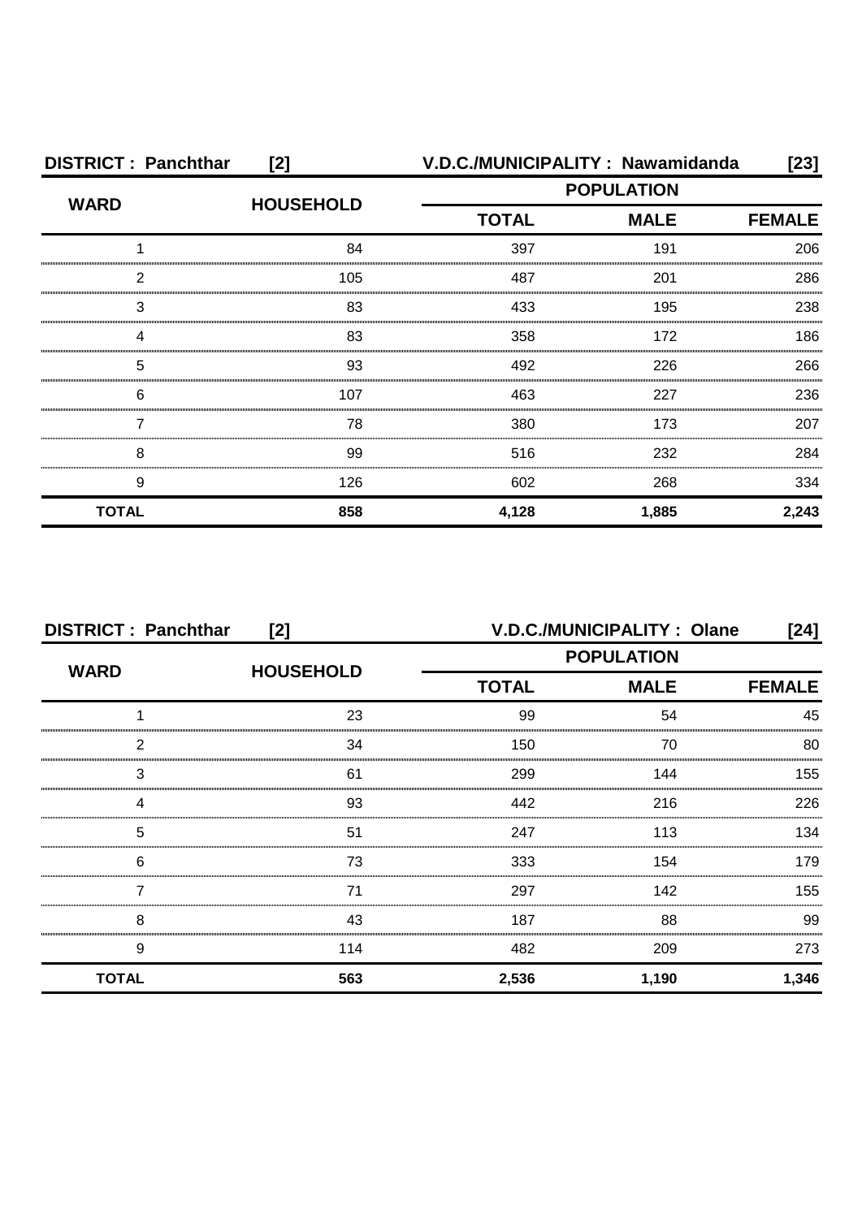**DISTRICT : Panchthar [2]** **V.D.C./MUNICIPALITY : Nawamidanda [23]**

| WARD | HOUSEHOLD | POPULATION | | |
|---|---|---|---|---|
| | | TOTAL | MALE | FEMALE |
| 1 | 84 | 397 | 191 | 206 |
| 2 | 105 | 487 | 201 | 286 |
| 3 | 83 | 433 | 195 | 238 |
| 4 | 83 | 358 | 172 | 186 |
| 5 | 93 | 492 | 226 | 266 |
| 6 | 107 | 463 | 227 | 236 |
| 7 | 78 | 380 | 173 | 207 |
| 8 | 99 | 516 | 232 | 284 |
| 9 | 126 | 602 | 268 | 334 |
| **TOTAL** | **858** | **4,128** | **1,885** | **2,243** |

**DISTRICT : Panchthar [2]** **V.D.C./MUNICIPALITY : Olane [24]**

| WARD | HOUSEHOLD | POPULATION | | |
|---|---|---|---|---|
| | | TOTAL | MALE | FEMALE |
| 1 | 23 | 99 | 54 | 45 |
| 2 | 34 | 150 | 70 | 80 |
| 3 | 61 | 299 | 144 | 155 |
| 4 | 93 | 442 | 216 | 226 |
| 5 | 51 | 247 | 113 | 134 |
| 6 | 73 | 333 | 154 | 179 |
| 7 | 71 | 297 | 142 | 155 |
| 8 | 43 | 187 | 88 | 99 |
| 9 | 114 | 482 | 209 | 273 |
| **TOTAL** | **563** | **2,536** | **1,190** | **1,346** |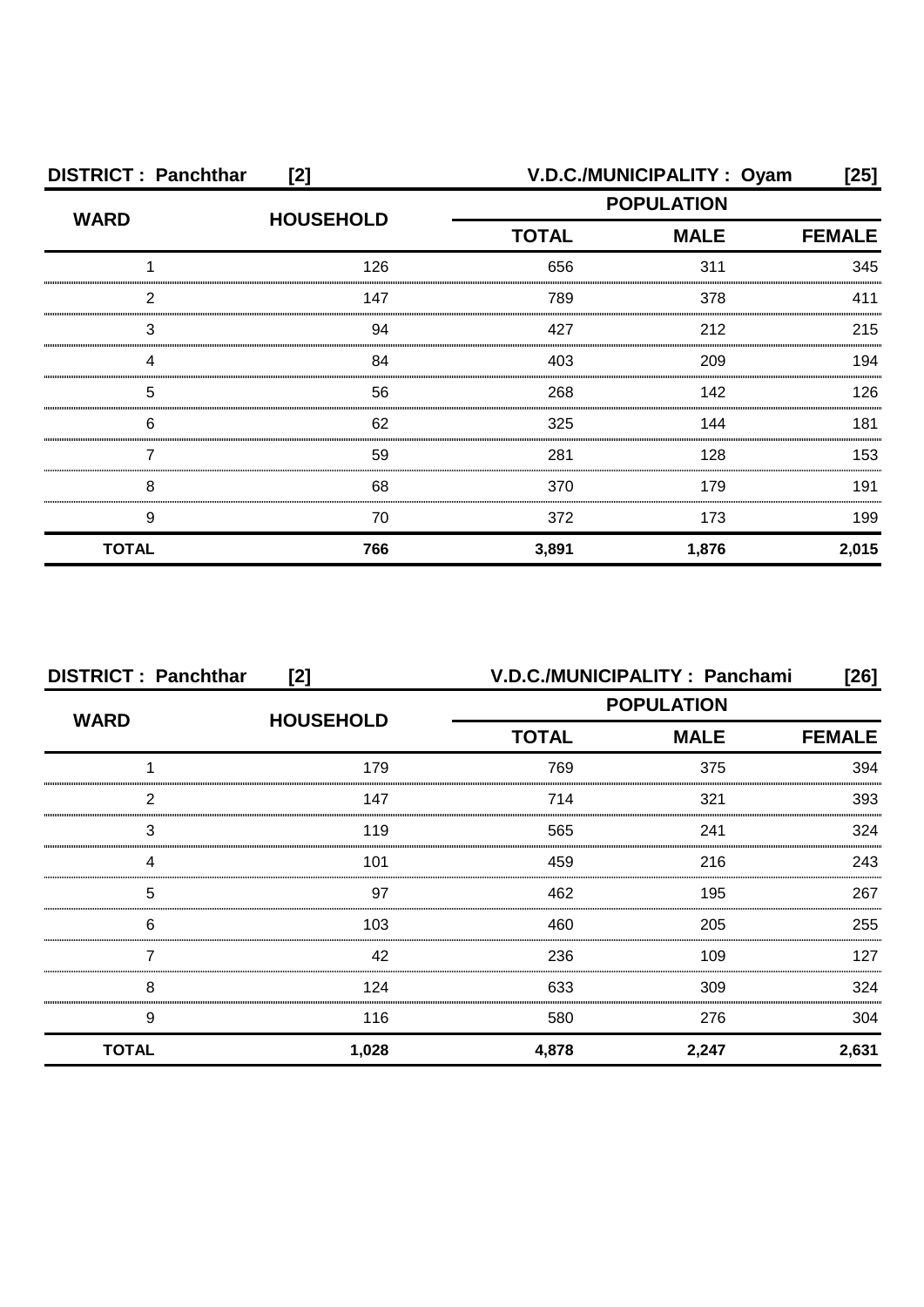**DISTRICT : Panchthar [2]** **V.D.C./MUNICIPALITY : Oyam [25]**

| WARD | HOUSEHOLD | POPULATION | | |
|---|---|---|---|---|
| | | TOTAL | MALE | FEMALE |
| 1 | 126 | 656 | 311 | 345 |
| 2 | 147 | 789 | 378 | 411 |
| 3 | 94 | 427 | 212 | 215 |
| 4 | 84 | 403 | 209 | 194 |
| 5 | 56 | 268 | 142 | 126 |
| 6 | 62 | 325 | 144 | 181 |
| 7 | 59 | 281 | 128 | 153 |
| 8 | 68 | 370 | 179 | 191 |
| 9 | 70 | 372 | 173 | 199 |
| **TOTAL** | **766** | **3,891** | **1,876** | **2,015** |

**DISTRICT : Panchthar [2]** **V.D.C./MUNICIPALITY : Panchami [26]**

| WARD | HOUSEHOLD | POPULATION | | |
|---|---|---|---|---|
| | | TOTAL | MALE | FEMALE |
| 1 | 179 | 769 | 375 | 394 |
| 2 | 147 | 714 | 321 | 393 |
| 3 | 119 | 565 | 241 | 324 |
| 4 | 101 | 459 | 216 | 243 |
| 5 | 97 | 462 | 195 | 267 |
| 6 | 103 | 460 | 205 | 255 |
| 7 | 42 | 236 | 109 | 127 |
| 8 | 124 | 633 | 309 | 324 |
| 9 | 116 | 580 | 276 | 304 |
| **TOTAL** | **1,028** | **4,878** | **2,247** | **2,631** |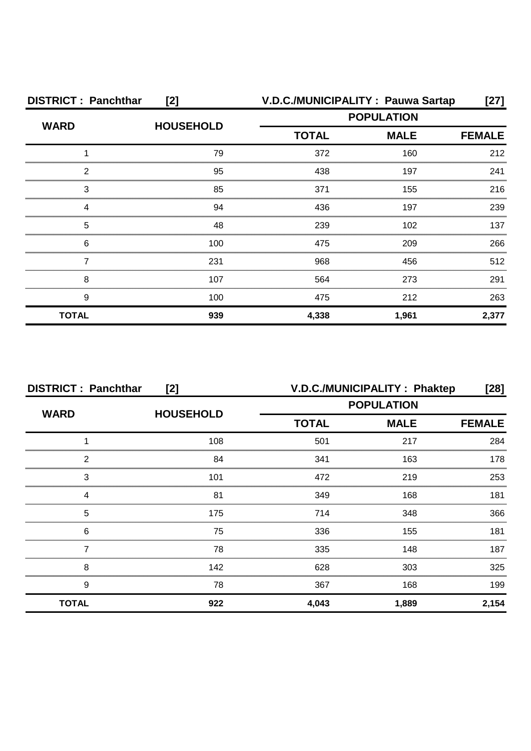**DISTRICT : Panchthar [2]** **V.D.C./MUNICIPALITY : Pauwa Sartap [27]**

| WARD | HOUSEHOLD | POPULATION | | |
|---|---|---|---|---|
| | | TOTAL | MALE | FEMALE |
| 1 | 79 | 372 | 160 | 212 |
| 2 | 95 | 438 | 197 | 241 |
| 3 | 85 | 371 | 155 | 216 |
| 4 | 94 | 436 | 197 | 239 |
| 5 | 48 | 239 | 102 | 137 |
| 6 | 100 | 475 | 209 | 266 |
| 7 | 231 | 968 | 456 | 512 |
| 8 | 107 | 564 | 273 | 291 |
| 9 | 100 | 475 | 212 | 263 |
| **TOTAL** | **939** | **4,338** | **1,961** | **2,377** |

**DISTRICT : Panchthar [2]** **V.D.C./MUNICIPALITY : Phaktep [28]**

| WARD | HOUSEHOLD | POPULATION | | |
|---|---|---|---|---|
| | | TOTAL | MALE | FEMALE |
| 1 | 108 | 501 | 217 | 284 |
| 2 | 84 | 341 | 163 | 178 |
| 3 | 101 | 472 | 219 | 253 |
| 4 | 81 | 349 | 168 | 181 |
| 5 | 175 | 714 | 348 | 366 |
| 6 | 75 | 336 | 155 | 181 |
| 7 | 78 | 335 | 148 | 187 |
| 8 | 142 | 628 | 303 | 325 |
| 9 | 78 | 367 | 168 | 199 |
| **TOTAL** | **922** | **4,043** | **1,889** | **2,154** |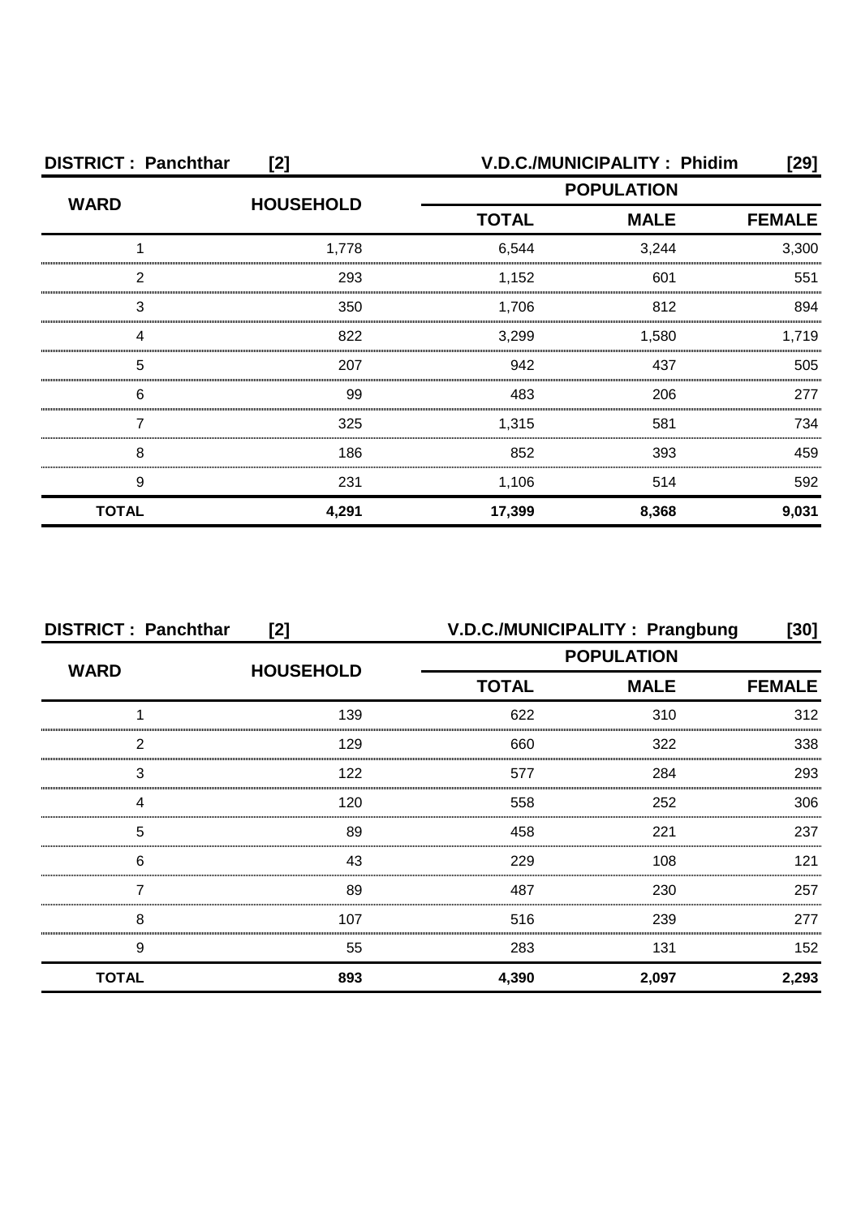**DISTRICT : Panchthar [2]** **V.D.C./MUNICIPALITY : Phidim [29]**

| WARD | HOUSEHOLD | POPULATION | | |
|---|---|---|---|---|
| | | TOTAL | MALE | FEMALE |
| 1 | 1,778 | 6,544 | 3,244 | 3,300 |
| 2 | 293 | 1,152 | 601 | 551 |
| 3 | 350 | 1,706 | 812 | 894 |
| 4 | 822 | 3,299 | 1,580 | 1,719 |
| 5 | 207 | 942 | 437 | 505 |
| 6 | 99 | 483 | 206 | 277 |
| 7 | 325 | 1,315 | 581 | 734 |
| 8 | 186 | 852 | 393 | 459 |
| 9 | 231 | 1,106 | 514 | 592 |
| **TOTAL** | **4,291** | **17,399** | **8,368** | **9,031** |

**DISTRICT : Panchthar [2]** **V.D.C./MUNICIPALITY : Prangbung [30]**

| WARD | HOUSEHOLD | POPULATION | | |
|---|---|---|---|---|
| | | TOTAL | MALE | FEMALE |
| 1 | 139 | 622 | 310 | 312 |
| 2 | 129 | 660 | 322 | 338 |
| 3 | 122 | 577 | 284 | 293 |
| 4 | 120 | 558 | 252 | 306 |
| 5 | 89 | 458 | 221 | 237 |
| 6 | 43 | 229 | 108 | 121 |
| 7 | 89 | 487 | 230 | 257 |
| 8 | 107 | 516 | 239 | 277 |
| 9 | 55 | 283 | 131 | 152 |
| **TOTAL** | **893** | **4,390** | **2,097** | **2,293** |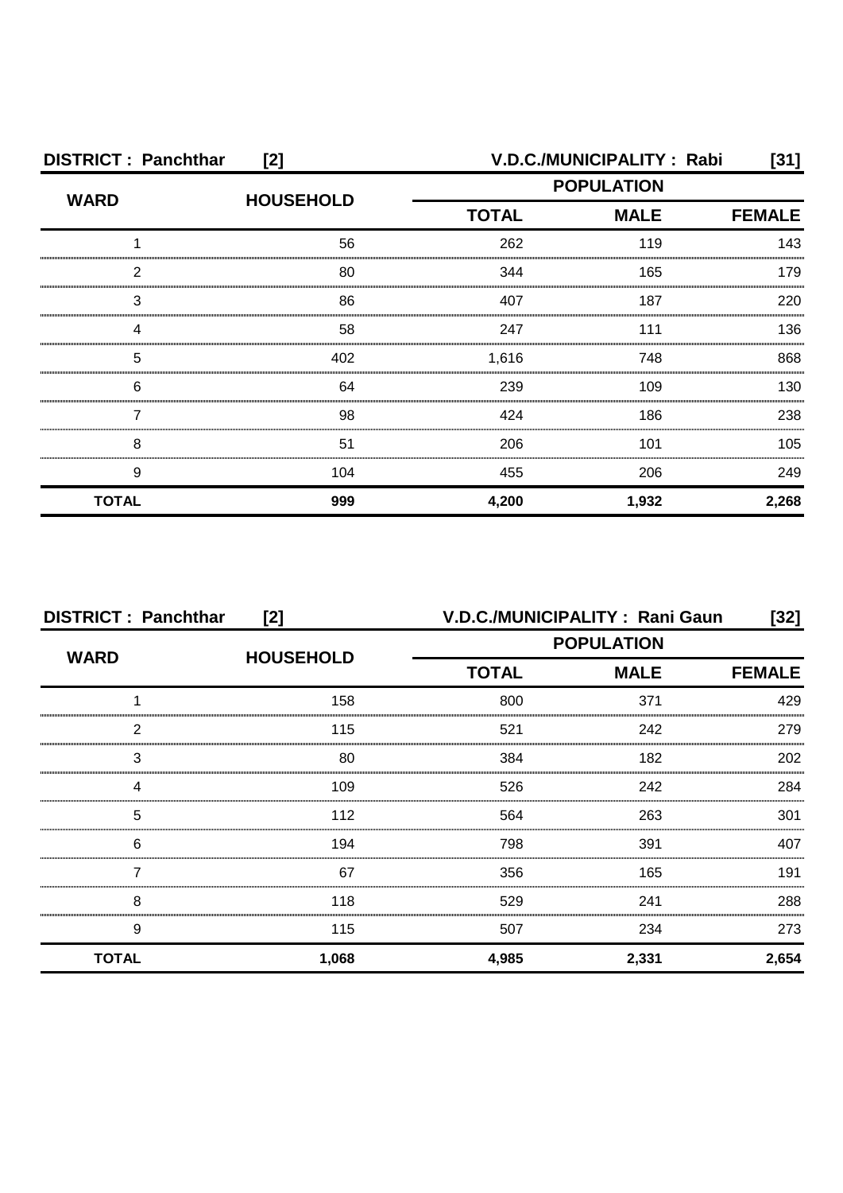**DISTRICT : Panchthar [2]** **V.D.C./MUNICIPALITY : Rabi [31]**

| WARD | HOUSEHOLD | POPULATION | | |
|---|---|---|---|---|
| | | TOTAL | MALE | FEMALE |
| 1 | 56 | 262 | 119 | 143 |
| 2 | 80 | 344 | 165 | 179 |
| 3 | 86 | 407 | 187 | 220 |
| 4 | 58 | 247 | 111 | 136 |
| 5 | 402 | 1,616 | 748 | 868 |
| 6 | 64 | 239 | 109 | 130 |
| 7 | 98 | 424 | 186 | 238 |
| 8 | 51 | 206 | 101 | 105 |
| 9 | 104 | 455 | 206 | 249 |
| **TOTAL** | **999** | **4,200** | **1,932** | **2,268** |

**DISTRICT : Panchthar [2]** **V.D.C./MUNICIPALITY : Rani Gaun [32]**

| WARD | HOUSEHOLD | POPULATION | | |
|---|---|---|---|---|
| | | TOTAL | MALE | FEMALE |
| 1 | 158 | 800 | 371 | 429 |
| 2 | 115 | 521 | 242 | 279 |
| 3 | 80 | 384 | 182 | 202 |
| 4 | 109 | 526 | 242 | 284 |
| 5 | 112 | 564 | 263 | 301 |
| 6 | 194 | 798 | 391 | 407 |
| 7 | 67 | 356 | 165 | 191 |
| 8 | 118 | 529 | 241 | 288 |
| 9 | 115 | 507 | 234 | 273 |
| **TOTAL** | **1,068** | **4,985** | **2,331** | **2,654** |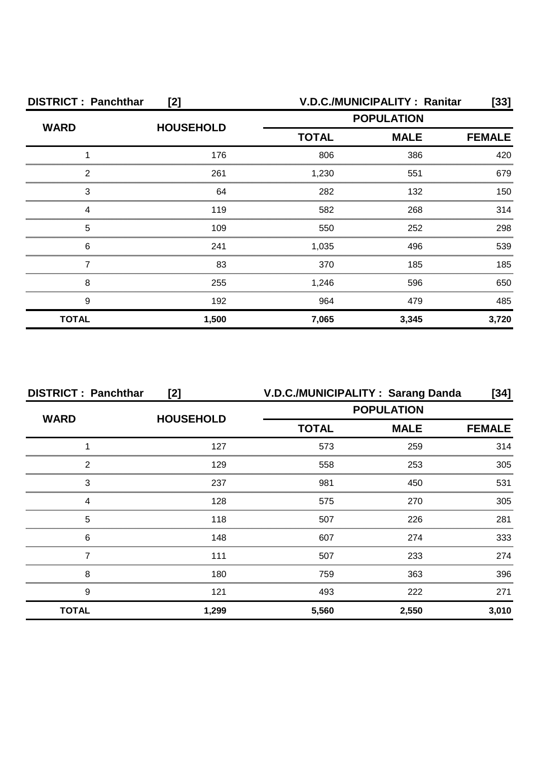**DISTRICT : Panchthar [2]** **V.D.C./MUNICIPALITY : Ranitar [33]**

| WARD | HOUSEHOLD | POPULATION | | |
|---|---|---|---|---|
| | | TOTAL | MALE | FEMALE |
| 1 | 176 | 806 | 386 | 420 |
| 2 | 261 | 1,230 | 551 | 679 |
| 3 | 64 | 282 | 132 | 150 |
| 4 | 119 | 582 | 268 | 314 |
| 5 | 109 | 550 | 252 | 298 |
| 6 | 241 | 1,035 | 496 | 539 |
| 7 | 83 | 370 | 185 | 185 |
| 8 | 255 | 1,246 | 596 | 650 |
| 9 | 192 | 964 | 479 | 485 |
| **TOTAL** | **1,500** | **7,065** | **3,345** | **3,720** |

**DISTRICT : Panchthar [2]** **V.D.C./MUNICIPALITY : Sarang Danda [34]**

| WARD | HOUSEHOLD | POPULATION | | |
|---|---|---|---|---|
| | | TOTAL | MALE | FEMALE |
| 1 | 127 | 573 | 259 | 314 |
| 2 | 129 | 558 | 253 | 305 |
| 3 | 237 | 981 | 450 | 531 |
| 4 | 128 | 575 | 270 | 305 |
| 5 | 118 | 507 | 226 | 281 |
| 6 | 148 | 607 | 274 | 333 |
| 7 | 111 | 507 | 233 | 274 |
| 8 | 180 | 759 | 363 | 396 |
| 9 | 121 | 493 | 222 | 271 |
| **TOTAL** | **1,299** | **5,560** | **2,550** | **3,010** |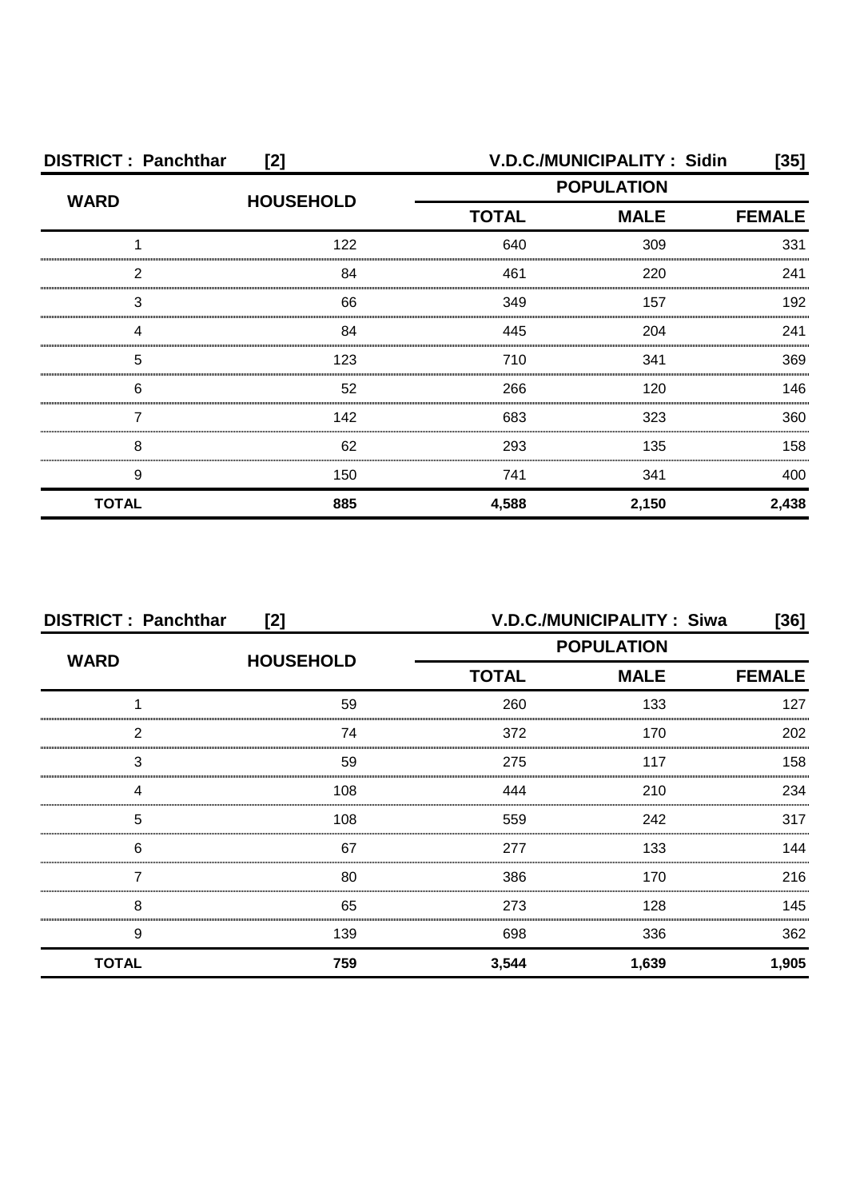**DISTRICT : Panchthar [2] V.D.C./MUNICIPALITY : Sidin [35]**

| WARD | HOUSEHOLD | POPULATION | | |
|---|---|---|---|---|
| | | TOTAL | MALE | FEMALE |
| 1 | 122 | 640 | 309 | 331 |
| 2 | 84 | 461 | 220 | 241 |
| 3 | 66 | 349 | 157 | 192 |
| 4 | 84 | 445 | 204 | 241 |
| 5 | 123 | 710 | 341 | 369 |
| 6 | 52 | 266 | 120 | 146 |
| 7 | 142 | 683 | 323 | 360 |
| 8 | 62 | 293 | 135 | 158 |
| 9 | 150 | 741 | 341 | 400 |
| **TOTAL** | **885** | **4,588** | **2,150** | **2,438** |

**DISTRICT : Panchthar [2] V.D.C./MUNICIPALITY : Siwa [36]**

| WARD | HOUSEHOLD | POPULATION | | |
|---|---|---|---|---|
| | | TOTAL | MALE | FEMALE |
| 1 | 59 | 260 | 133 | 127 |
| 2 | 74 | 372 | 170 | 202 |
| 3 | 59 | 275 | 117 | 158 |
| 4 | 108 | 444 | 210 | 234 |
| 5 | 108 | 559 | 242 | 317 |
| 6 | 67 | 277 | 133 | 144 |
| 7 | 80 | 386 | 170 | 216 |
| 8 | 65 | 273 | 128 | 145 |
| 9 | 139 | 698 | 336 | 362 |
| **TOTAL** | **759** | **3,544** | **1,639** | **1,905** |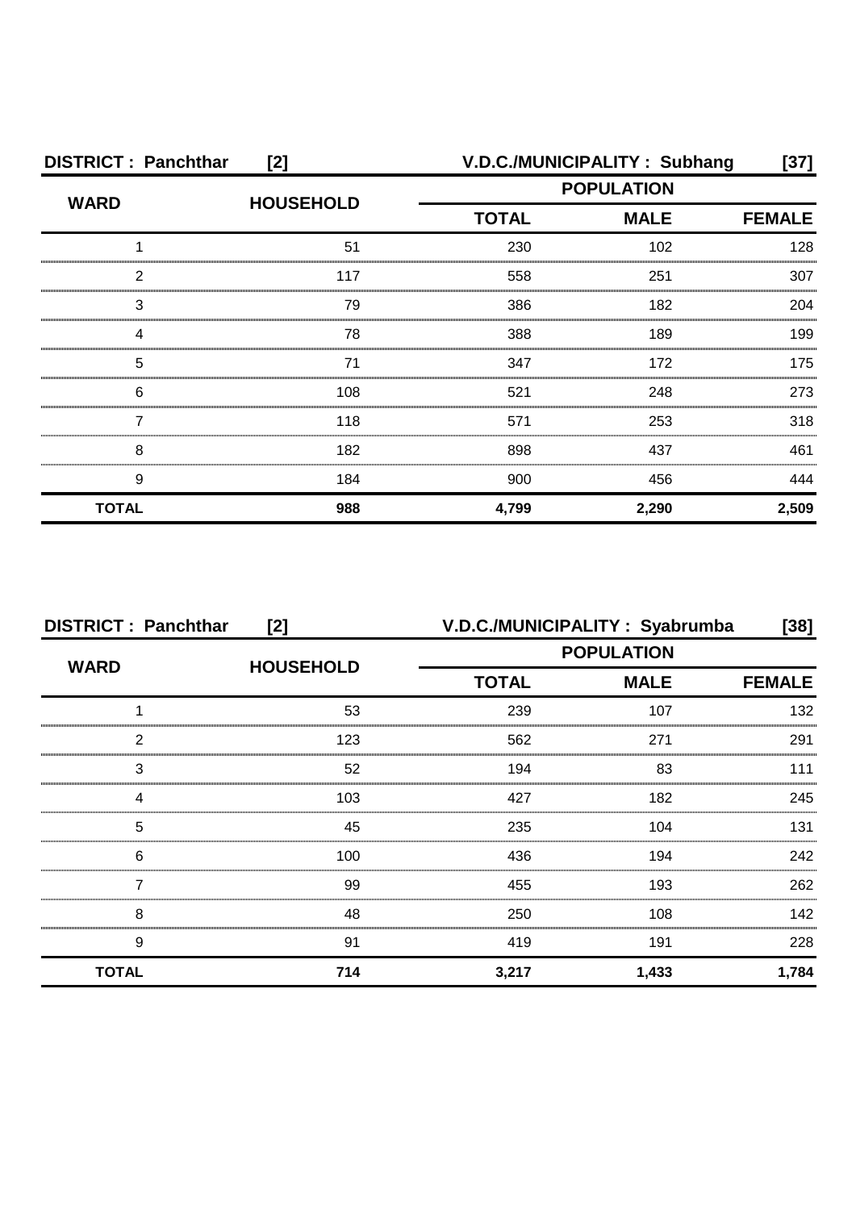**DISTRICT : Panchthar [2] V.D.C./MUNICIPALITY : Subhang [37]**

| WARD | HOUSEHOLD | POPULATION | | |
|---|---|---|---|---|
| | | TOTAL | MALE | FEMALE |
| 1 | 51 | 230 | 102 | 128 |
| 2 | 117 | 558 | 251 | 307 |
| 3 | 79 | 386 | 182 | 204 |
| 4 | 78 | 388 | 189 | 199 |
| 5 | 71 | 347 | 172 | 175 |
| 6 | 108 | 521 | 248 | 273 |
| 7 | 118 | 571 | 253 | 318 |
| 8 | 182 | 898 | 437 | 461 |
| 9 | 184 | 900 | 456 | 444 |
| **TOTAL** | **988** | **4,799** | **2,290** | **2,509** |

**DISTRICT : Panchthar [2] V.D.C./MUNICIPALITY : Syabrumba [38]**

| WARD | HOUSEHOLD | POPULATION | | |
|---|---|---|---|---|
| | | TOTAL | MALE | FEMALE |
| 1 | 53 | 239 | 107 | 132 |
| 2 | 123 | 562 | 271 | 291 |
| 3 | 52 | 194 | 83 | 111 |
| 4 | 103 | 427 | 182 | 245 |
| 5 | 45 | 235 | 104 | 131 |
| 6 | 100 | 436 | 194 | 242 |
| 7 | 99 | 455 | 193 | 262 |
| 8 | 48 | 250 | 108 | 142 |
| 9 | 91 | 419 | 191 | 228 |
| **TOTAL** | **714** | **3,217** | **1,433** | **1,784** |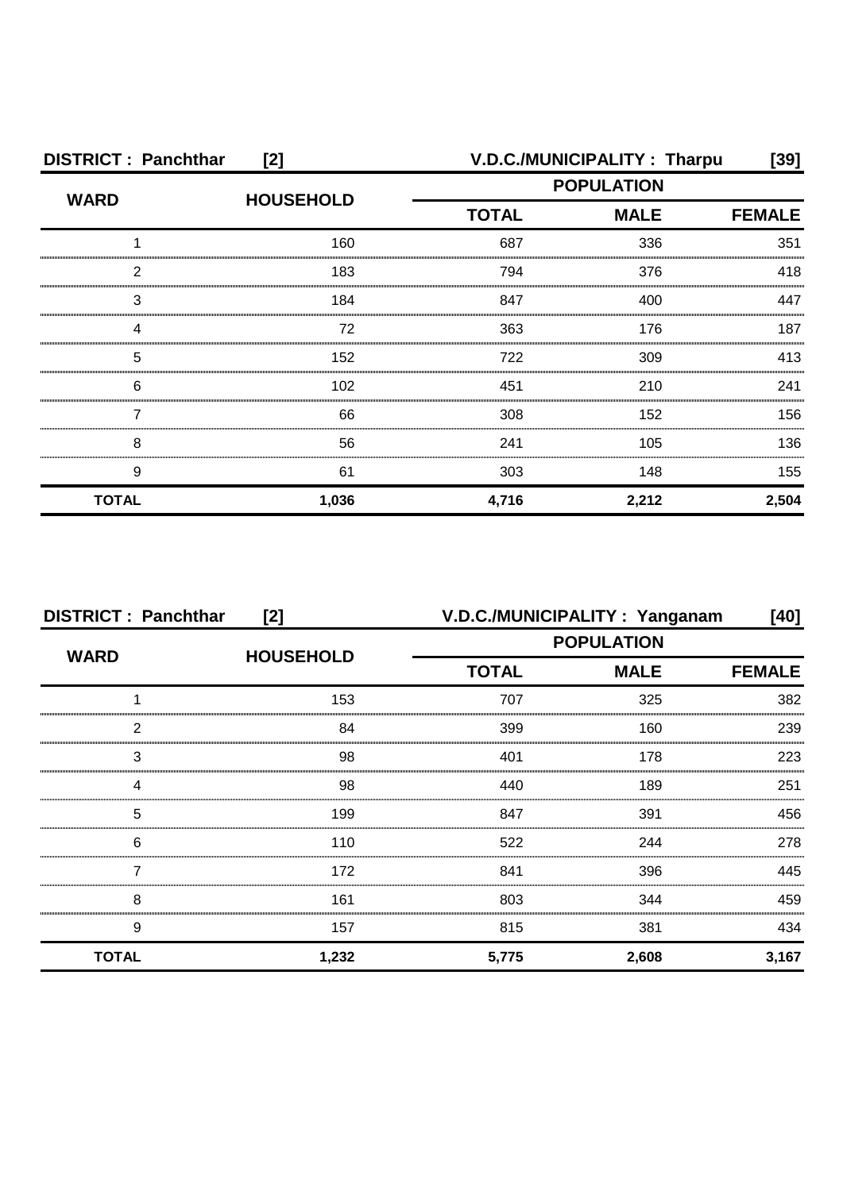| DISTRICT : Panchthar [2] | | V.D.C./MUNICIPALITY : Tharpu [39] | | |
|---|---|---|---|---|
| WARD | HOUSEHOLD | POPULATION | | |
| | | TOTAL | MALE | FEMALE |
| 1 | 160 | 687 | 336 | 351 |
| 2 | 183 | 794 | 376 | 418 |
| 3 | 184 | 847 | 400 | 447 |
| 4 | 72 | 363 | 176 | 187 |
| 5 | 152 | 722 | 309 | 413 |
| 6 | 102 | 451 | 210 | 241 |
| 7 | 66 | 308 | 152 | 156 |
| 8 | 56 | 241 | 105 | 136 |
| 9 | 61 | 303 | 148 | 155 |
| **TOTAL** | **1,036** | **4,716** | **2,212** | **2,504** |

| DISTRICT : Panchthar [2] | | V.D.C./MUNICIPALITY : Yanganam [40] | | |
|---|---|---|---|---|
| WARD | HOUSEHOLD | POPULATION | | |
| | | TOTAL | MALE | FEMALE |
| 1 | 153 | 707 | 325 | 382 |
| 2 | 84 | 399 | 160 | 239 |
| 3 | 98 | 401 | 178 | 223 |
| 4 | 98 | 440 | 189 | 251 |
| 5 | 199 | 847 | 391 | 456 |
| 6 | 110 | 522 | 244 | 278 |
| 7 | 172 | 841 | 396 | 445 |
| 8 | 161 | 803 | 344 | 459 |
| 9 | 157 | 815 | 381 | 434 |
| **TOTAL** | **1,232** | **5,775** | **2,608** | **3,167** |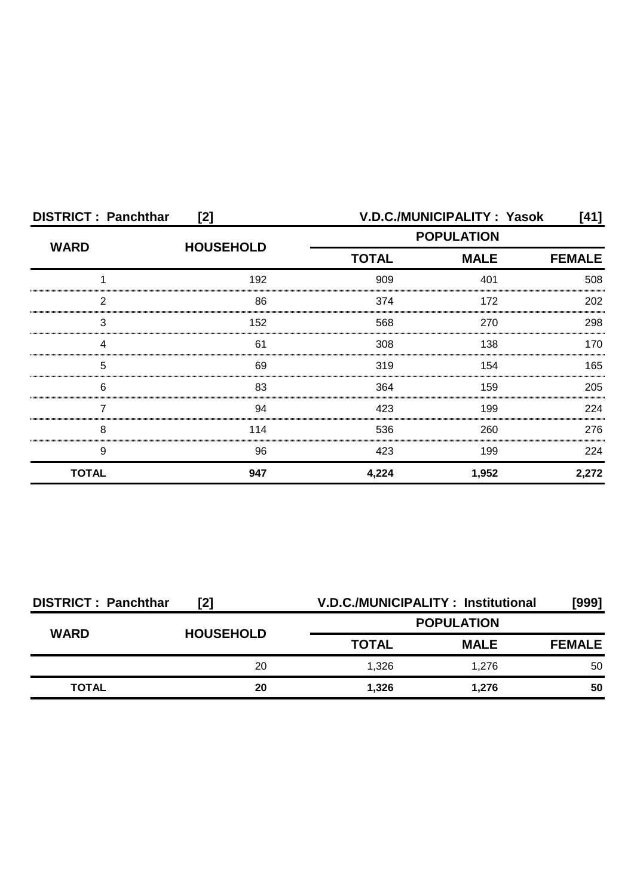**DISTRICT : Panchthar [2]** **V.D.C./MUNICIPALITY : Yasok [41]**

| WARD | HOUSEHOLD | POPULATION | | |
|---|---|---|---|---|
| | | TOTAL | MALE | FEMALE |
| 1 | 192 | 909 | 401 | 508 |
| 2 | 86 | 374 | 172 | 202 |
| 3 | 152 | 568 | 270 | 298 |
| 4 | 61 | 308 | 138 | 170 |
| 5 | 69 | 319 | 154 | 165 |
| 6 | 83 | 364 | 159 | 205 |
| 7 | 94 | 423 | 199 | 224 |
| 8 | 114 | 536 | 260 | 276 |
| 9 | 96 | 423 | 199 | 224 |
| **TOTAL** | **947** | **4,224** | **1,952** | **2,272** |

**DISTRICT : Panchthar [2]** **V.D.C./MUNICIPALITY : Institutional [999]**

| WARD | HOUSEHOLD | POPULATION | | |
|---|---|---|---|---|
| | | TOTAL | MALE | FEMALE |
| | 20 | 1,326 | 1,276 | 50 |
| **TOTAL** | **20** | **1,326** | **1,276** | **50** |